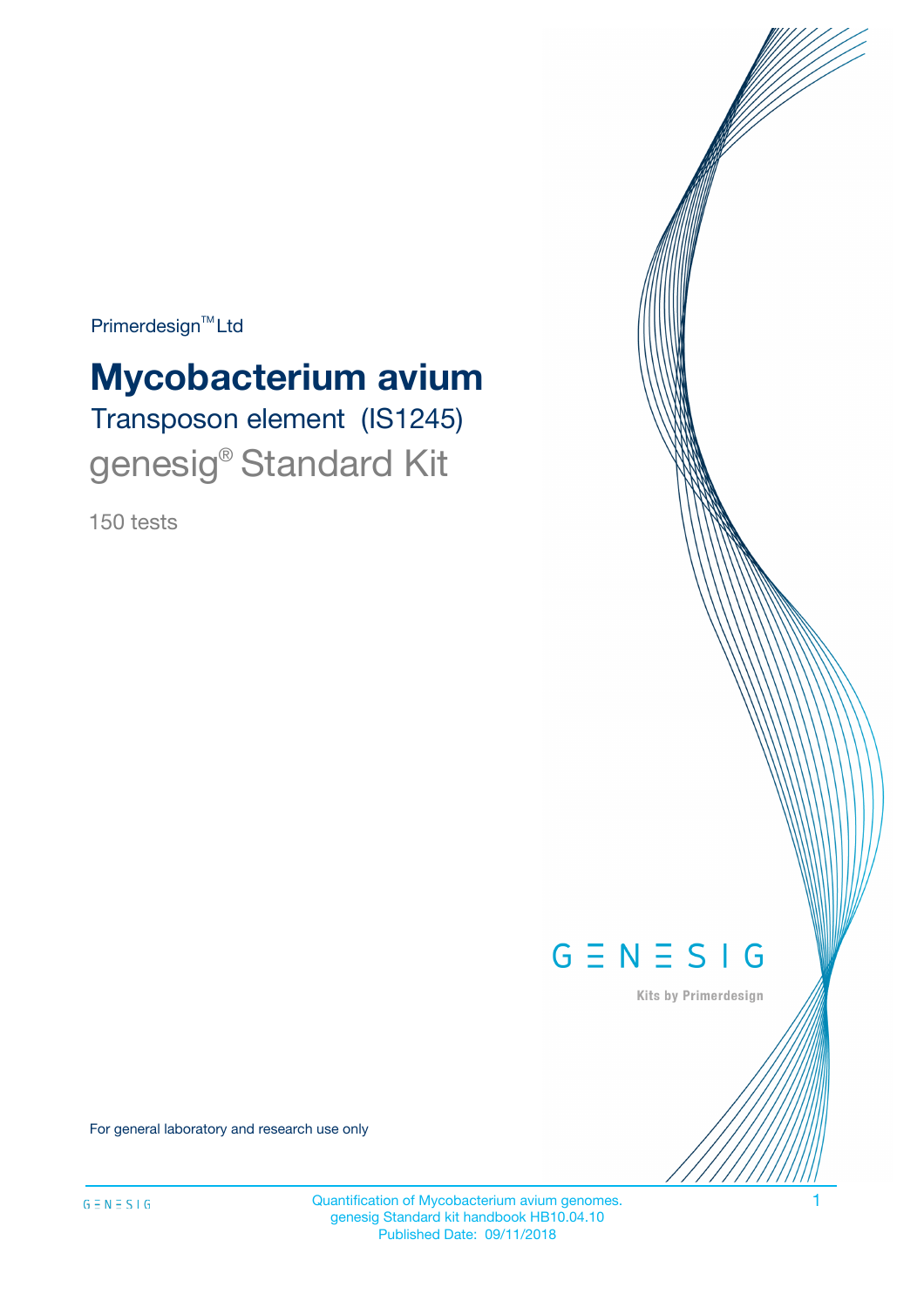Primerdesign™ Ltd

# Mycobacterium avium

## Transposon element (IS1245)

## genesig® Standard Kit

150 tests

GENESIG

Kits by Primerdesign

For general laboratory and research use only

Quantification of Mycobacterium avium genomes.
genesig Standard kit handbook HB10.04.10
Published Date: 09/11/2018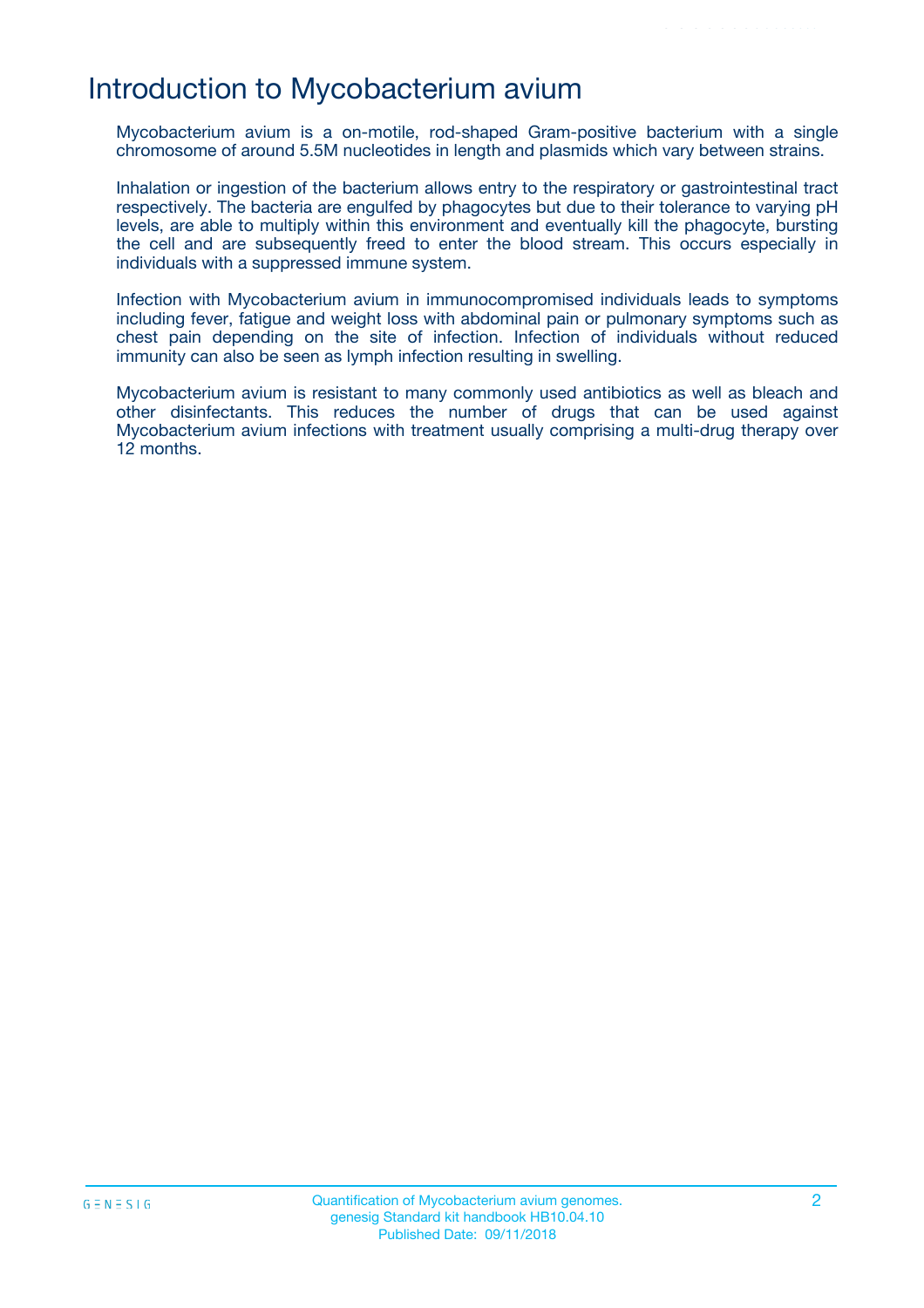# Introduction to Mycobacterium avium

Mycobacterium avium is a on-motile, rod-shaped Gram-positive bacterium with a single chromosome of around 5.5M nucleotides in length and plasmids which vary between strains.

Inhalation or ingestion of the bacterium allows entry to the respiratory or gastrointestinal tract respectively. The bacteria are engulfed by phagocytes but due to their tolerance to varying pH levels, are able to multiply within this environment and eventually kill the phagocyte, bursting the cell and are subsequently freed to enter the blood stream. This occurs especially in individuals with a suppressed immune system.

Infection with Mycobacterium avium in immunocompromised individuals leads to symptoms including fever, fatigue and weight loss with abdominal pain or pulmonary symptoms such as chest pain depending on the site of infection. Infection of individuals without reduced immunity can also be seen as lymph infection resulting in swelling.

Mycobacterium avium is resistant to many commonly used antibiotics as well as bleach and other disinfectants. This reduces the number of drugs that can be used against Mycobacterium avium infections with treatment usually comprising a multi-drug therapy over 12 months.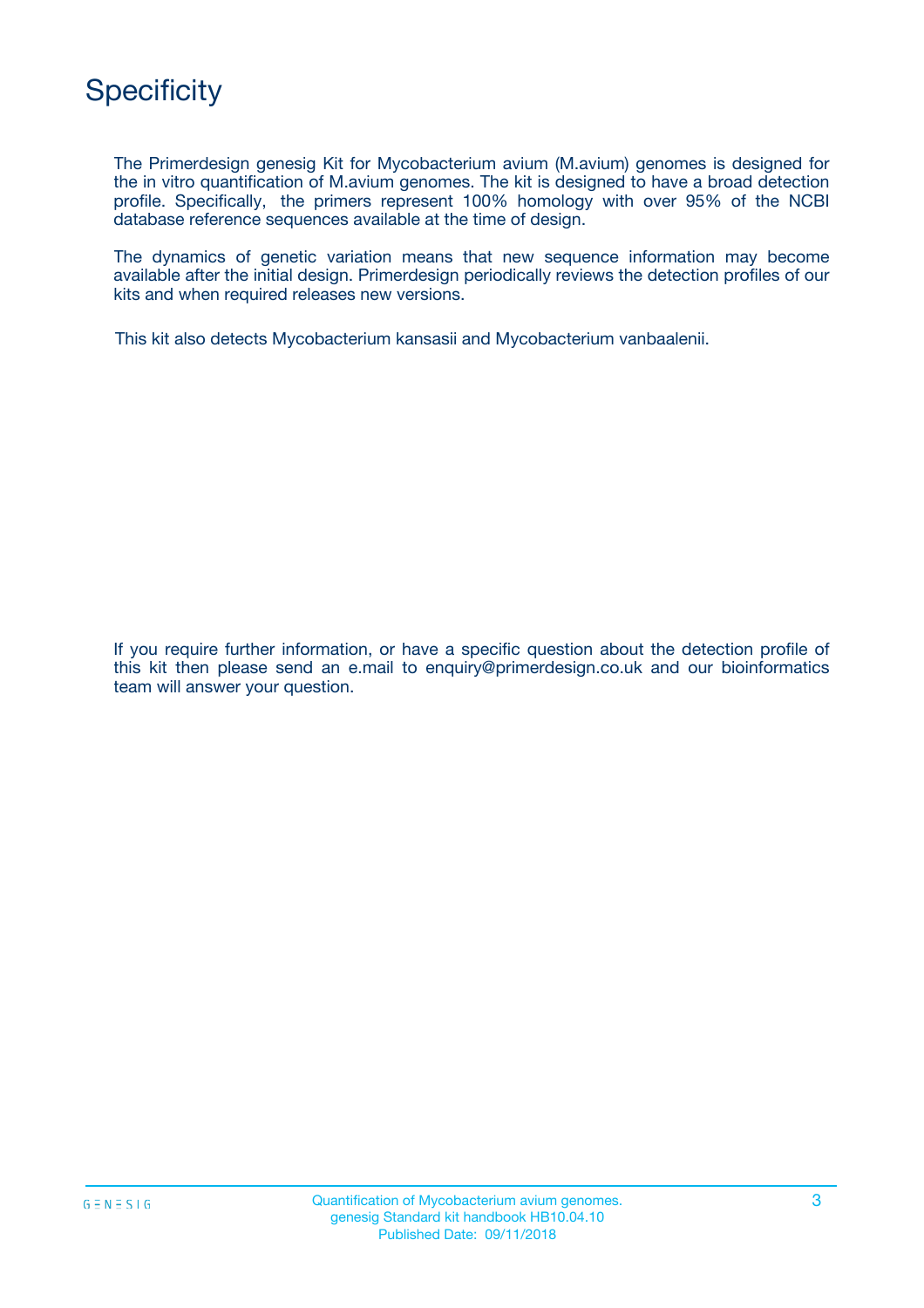# Specificity

The Primerdesign genesig Kit for Mycobacterium avium (M.avium) genomes is designed for the in vitro quantification of M.avium genomes. The kit is designed to have a broad detection profile. Specifically, the primers represent 100% homology with over 95% of the NCBI database reference sequences available at the time of design.

The dynamics of genetic variation means that new sequence information may become available after the initial design. Primerdesign periodically reviews the detection profiles of our kits and when required releases new versions.

This kit also detects Mycobacterium kansasii and Mycobacterium vanbaalenii.

If you require further information, or have a specific question about the detection profile of this kit then please send an e.mail to enquiry@primerdesign.co.uk and our bioinformatics team will answer your question.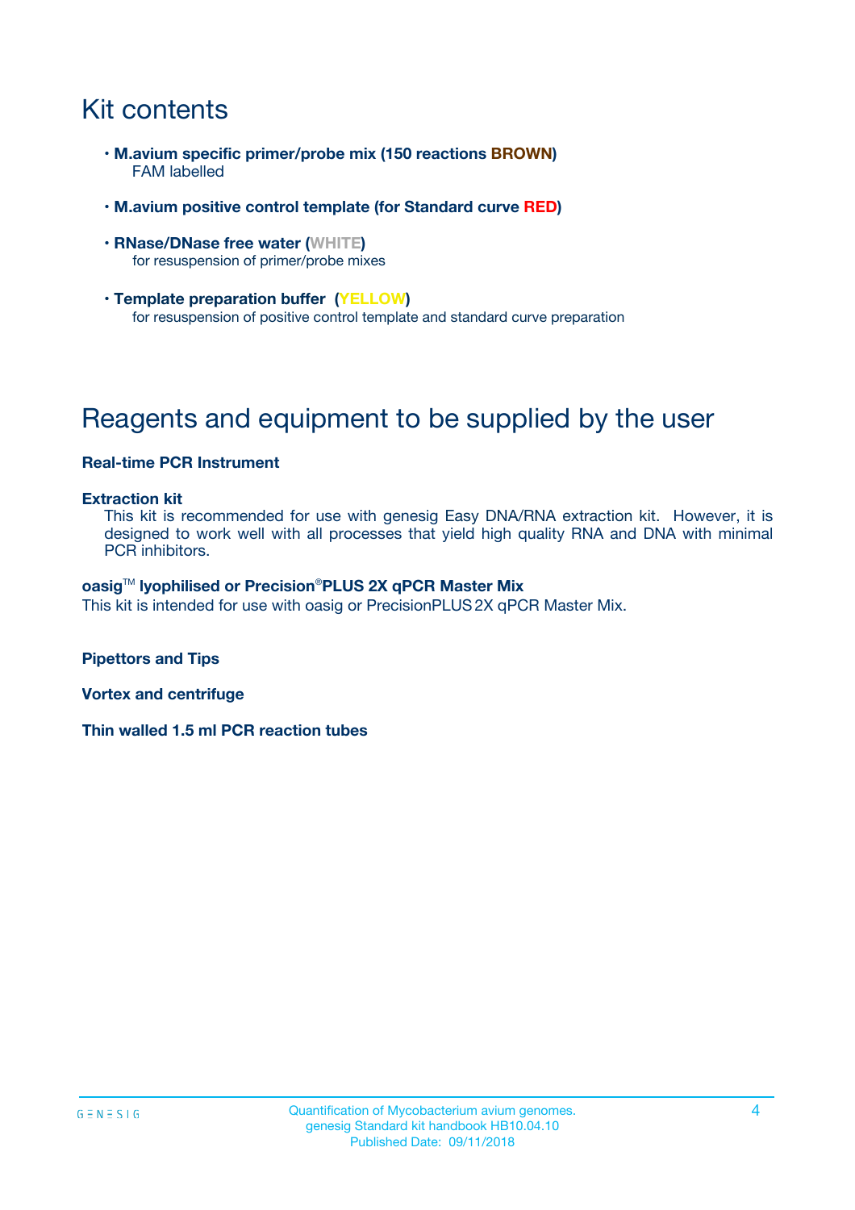# Kit contents

- **M.avium specific primer/probe mix (150 reactions BROWN)**
  FAM labelled
- **M.avium positive control template (for Standard curve RED)**
- **RNase/DNase free water (WHITE)**
  for resuspension of primer/probe mixes
- **Template preparation buffer (YELLOW)**
  for resuspension of positive control template and standard curve preparation

# Reagents and equipment to be supplied by the user

**Real-time PCR Instrument**

**Extraction kit**
This kit is recommended for use with genesig Easy DNA/RNA extraction kit. However, it is designed to work well with all processes that yield high quality RNA and DNA with minimal PCR inhibitors.

**oasig™ lyophilised or Precision®PLUS 2X qPCR Master Mix**
This kit is intended for use with oasig or PrecisionPLUS 2X qPCR Master Mix.

**Pipettors and Tips**

**Vortex and centrifuge**

**Thin walled 1.5 ml PCR reaction tubes**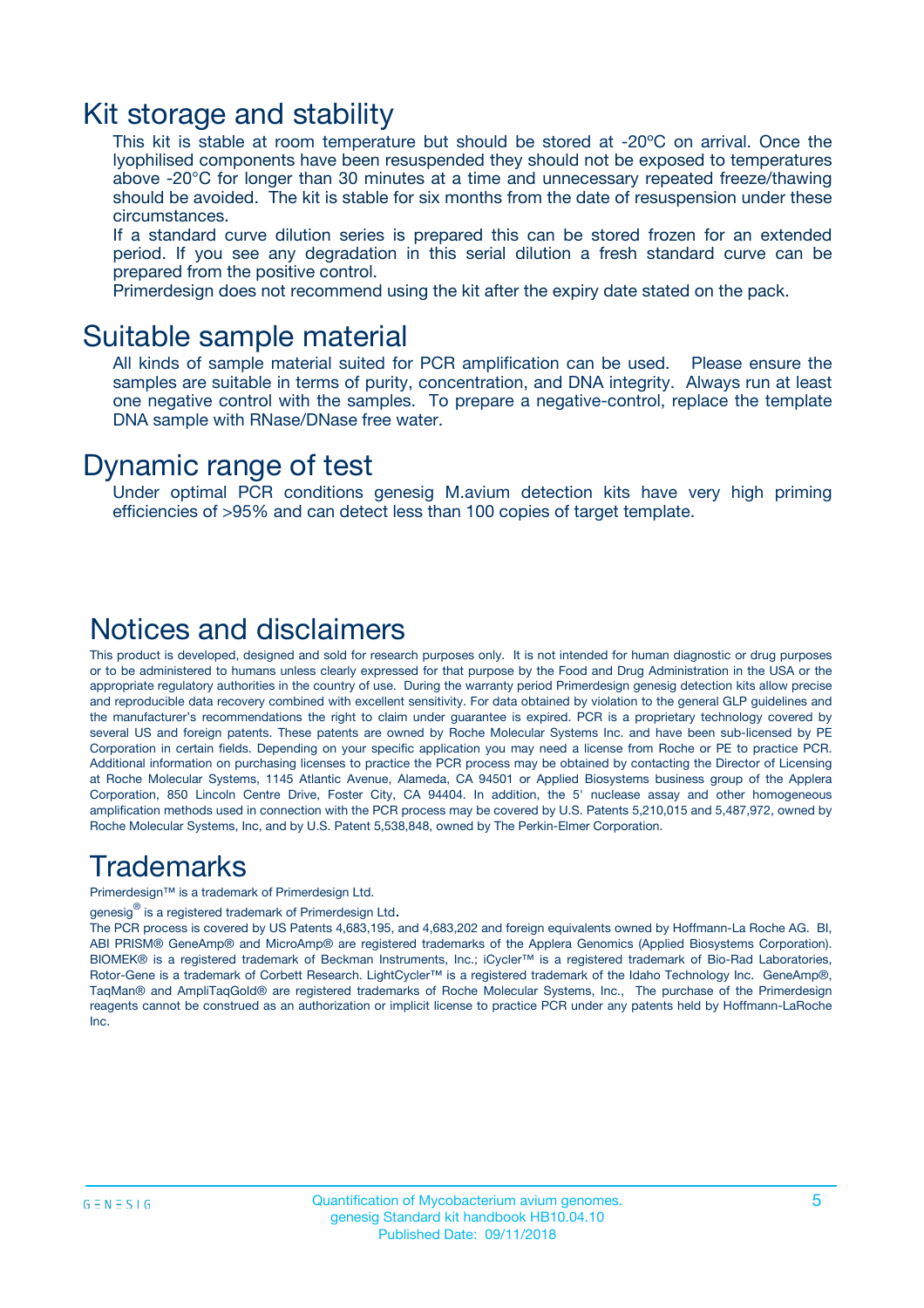## Kit storage and stability

This kit is stable at room temperature but should be stored at -20ºC on arrival. Once the lyophilised components have been resuspended they should not be exposed to temperatures above -20°C for longer than 30 minutes at a time and unnecessary repeated freeze/thawing should be avoided. The kit is stable for six months from the date of resuspension under these circumstances.

If a standard curve dilution series is prepared this can be stored frozen for an extended period. If you see any degradation in this serial dilution a fresh standard curve can be prepared from the positive control.

Primerdesign does not recommend using the kit after the expiry date stated on the pack.

## Suitable sample material

All kinds of sample material suited for PCR amplification can be used. Please ensure the samples are suitable in terms of purity, concentration, and DNA integrity. Always run at least one negative control with the samples. To prepare a negative-control, replace the template DNA sample with RNase/DNase free water.

## Dynamic range of test

Under optimal PCR conditions genesig M.avium detection kits have very high priming efficiencies of >95% and can detect less than 100 copies of target template.

## Notices and disclaimers

This product is developed, designed and sold for research purposes only. It is not intended for human diagnostic or drug purposes or to be administered to humans unless clearly expressed for that purpose by the Food and Drug Administration in the USA or the appropriate regulatory authorities in the country of use. During the warranty period Primerdesign genesig detection kits allow precise and reproducible data recovery combined with excellent sensitivity. For data obtained by violation to the general GLP guidelines and the manufacturer's recommendations the right to claim under guarantee is expired. PCR is a proprietary technology covered by several US and foreign patents. These patents are owned by Roche Molecular Systems Inc. and have been sub-licensed by PE Corporation in certain fields. Depending on your specific application you may need a license from Roche or PE to practice PCR. Additional information on purchasing licenses to practice the PCR process may be obtained by contacting the Director of Licensing at Roche Molecular Systems, 1145 Atlantic Avenue, Alameda, CA 94501 or Applied Biosystems business group of the Applera Corporation, 850 Lincoln Centre Drive, Foster City, CA 94404. In addition, the 5' nuclease assay and other homogeneous amplification methods used in connection with the PCR process may be covered by U.S. Patents 5,210,015 and 5,487,972, owned by Roche Molecular Systems, Inc, and by U.S. Patent 5,538,848, owned by The Perkin-Elmer Corporation.

## Trademarks

Primerdesign™ is a trademark of Primerdesign Ltd.

genesig® is a registered trademark of Primerdesign Ltd.

The PCR process is covered by US Patents 4,683,195, and 4,683,202 and foreign equivalents owned by Hoffmann-La Roche AG. BI, ABI PRISM® GeneAmp® and MicroAmp® are registered trademarks of the Applera Genomics (Applied Biosystems Corporation). BIOMEK® is a registered trademark of Beckman Instruments, Inc.; iCycler™ is a registered trademark of Bio-Rad Laboratories, Rotor-Gene is a trademark of Corbett Research. LightCycler™ is a registered trademark of the Idaho Technology Inc. GeneAmp®, TaqMan® and AmpliTaqGold® are registered trademarks of Roche Molecular Systems, Inc., The purchase of the Primerdesign reagents cannot be construed as an authorization or implicit license to practice PCR under any patents held by Hoffmann-LaRoche Inc.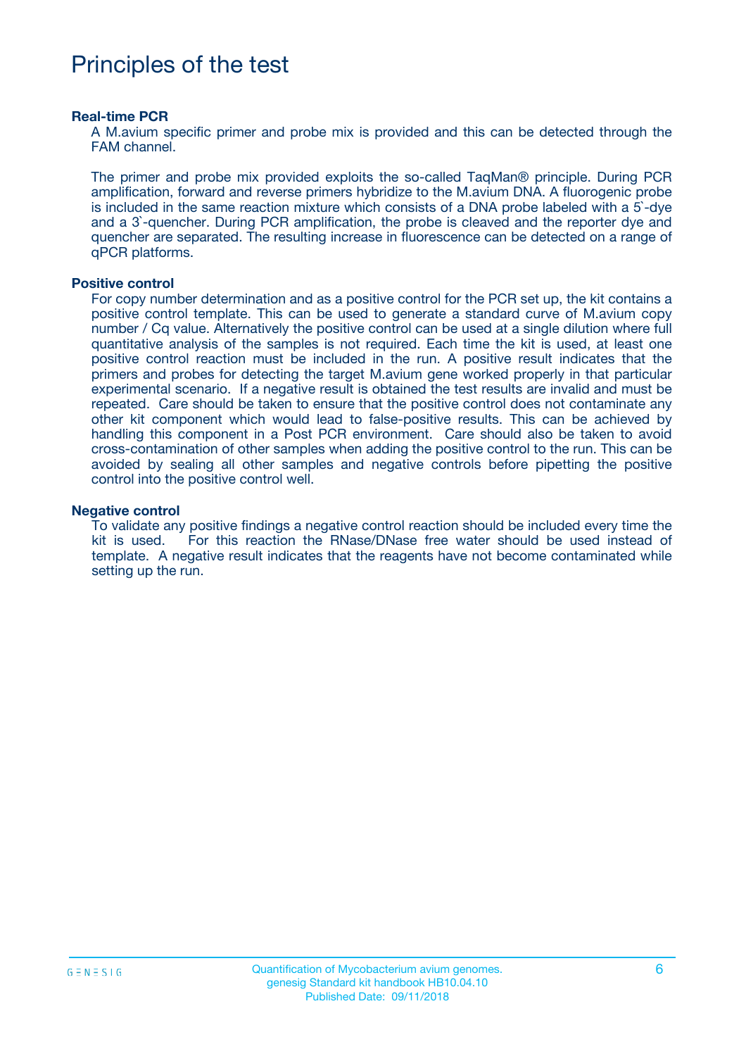# Principles of the test

### Real-time PCR

A M.avium specific primer and probe mix is provided and this can be detected through the FAM channel.

The primer and probe mix provided exploits the so-called TaqMan® principle. During PCR amplification, forward and reverse primers hybridize to the M.avium DNA. A fluorogenic probe is included in the same reaction mixture which consists of a DNA probe labeled with a 5`-dye and a 3`-quencher. During PCR amplification, the probe is cleaved and the reporter dye and quencher are separated. The resulting increase in fluorescence can be detected on a range of qPCR platforms.

### Positive control

For copy number determination and as a positive control for the PCR set up, the kit contains a positive control template. This can be used to generate a standard curve of M.avium copy number / Cq value. Alternatively the positive control can be used at a single dilution where full quantitative analysis of the samples is not required. Each time the kit is used, at least one positive control reaction must be included in the run. A positive result indicates that the primers and probes for detecting the target M.avium gene worked properly in that particular experimental scenario. If a negative result is obtained the test results are invalid and must be repeated. Care should be taken to ensure that the positive control does not contaminate any other kit component which would lead to false-positive results. This can be achieved by handling this component in a Post PCR environment. Care should also be taken to avoid cross-contamination of other samples when adding the positive control to the run. This can be avoided by sealing all other samples and negative controls before pipetting the positive control into the positive control well.

### Negative control

To validate any positive findings a negative control reaction should be included every time the kit is used. For this reaction the RNase/DNase free water should be used instead of template. A negative result indicates that the reagents have not become contaminated while setting up the run.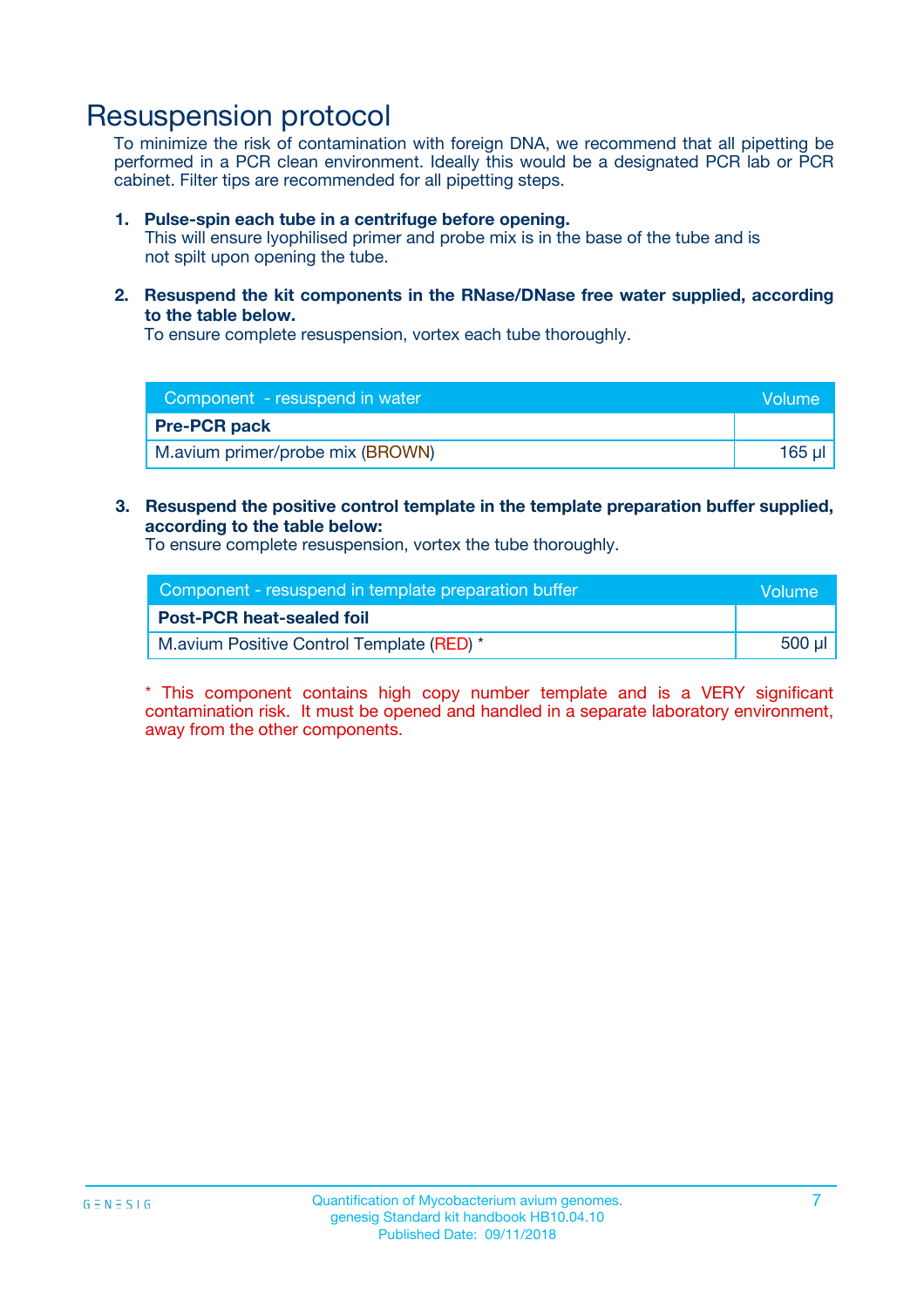# Resuspension protocol

To minimize the risk of contamination with foreign DNA, we recommend that all pipetting be performed in a PCR clean environment. Ideally this would be a designated PCR lab or PCR cabinet. Filter tips are recommended for all pipetting steps.

1. **Pulse-spin each tube in a centrifuge before opening.**
   This will ensure lyophilised primer and probe mix is in the base of the tube and is not spilt upon opening the tube.

2. **Resuspend the kit components in the RNase/DNase free water supplied, according to the table below.**
   To ensure complete resuspension, vortex each tube thoroughly.

| Component - resuspend in water | Volume |
|---|---|
| **Pre-PCR pack** | |
| M.avium primer/probe mix (BROWN) | 165 µl |

3. **Resuspend the positive control template in the template preparation buffer supplied, according to the table below:**
   To ensure complete resuspension, vortex the tube thoroughly.

| Component - resuspend in template preparation buffer | Volume |
|---|---|
| **Post-PCR heat-sealed foil** | |
| M.avium Positive Control Template (RED) * | 500 µl |

* This component contains high copy number template and is a VERY significant contamination risk. It must be opened and handled in a separate laboratory environment, away from the other components.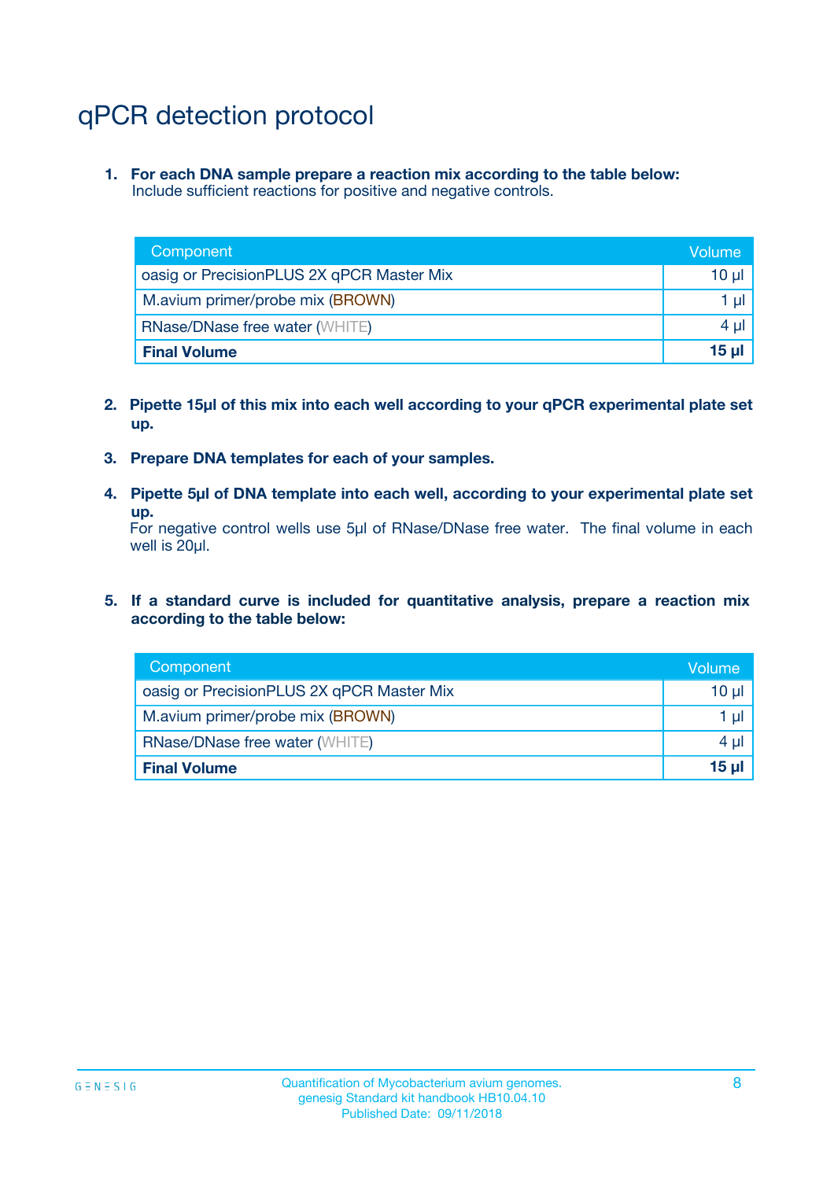# qPCR detection protocol

1. **For each DNA sample prepare a reaction mix according to the table below:**
   Include sufficient reactions for positive and negative controls.

| Component | Volume |
|---|---|
| oasig or PrecisionPLUS 2X qPCR Master Mix | 10 µl |
| M.avium primer/probe mix (BROWN) | 1 µl |
| RNase/DNase free water (WHITE) | 4 µl |
| **Final Volume** | **15 µl** |

2. **Pipette 15µl of this mix into each well according to your qPCR experimental plate set up.**

3. **Prepare DNA templates for each of your samples.**

4. **Pipette 5µl of DNA template into each well, according to your experimental plate set up.**
   For negative control wells use 5µl of RNase/DNase free water. The final volume in each well is 20µl.

5. **If a standard curve is included for quantitative analysis, prepare a reaction mix according to the table below:**

| Component | Volume |
|---|---|
| oasig or PrecisionPLUS 2X qPCR Master Mix | 10 µl |
| M.avium primer/probe mix (BROWN) | 1 µl |
| RNase/DNase free water (WHITE) | 4 µl |
| **Final Volume** | **15 µl** |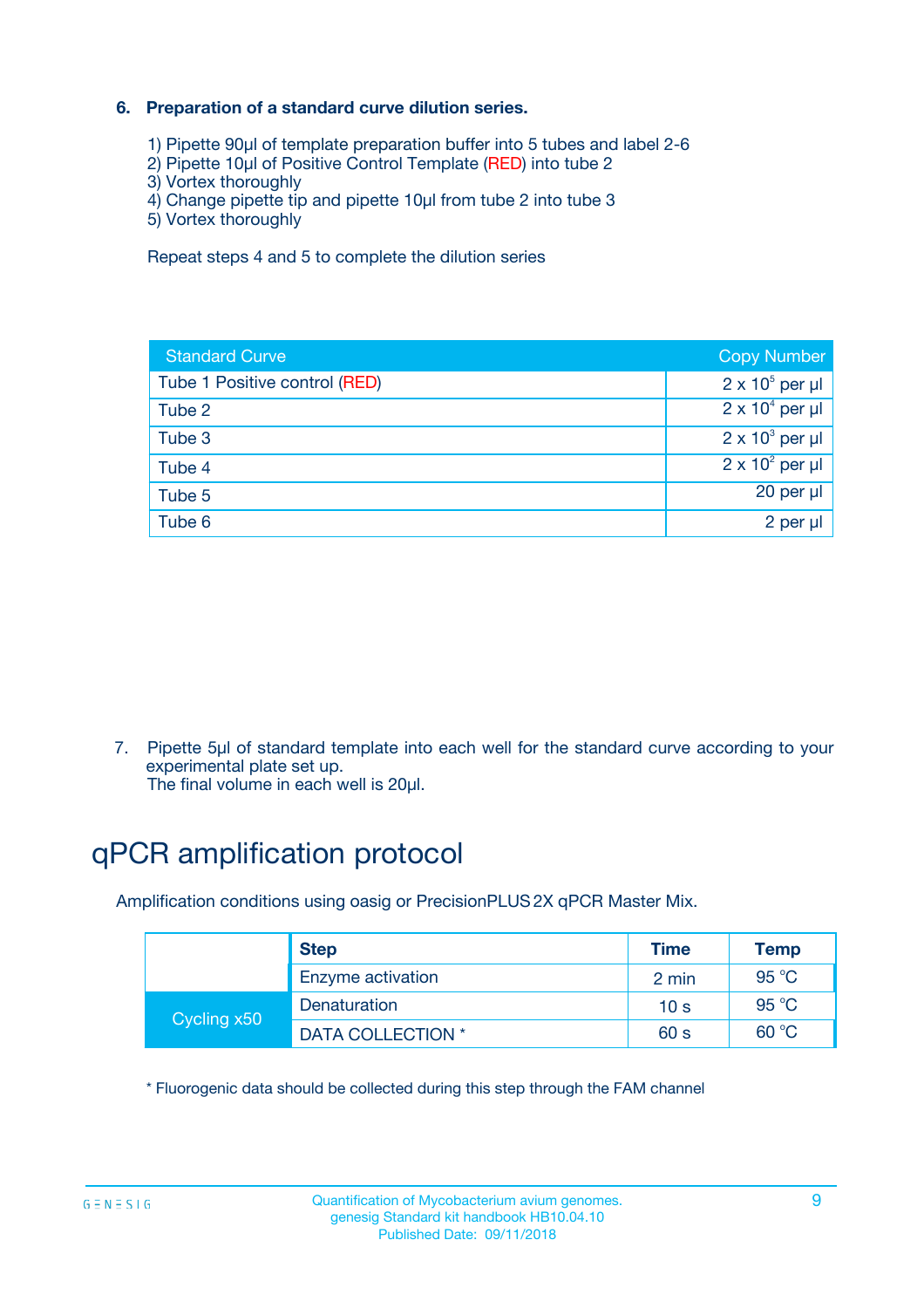### 6. Preparation of a standard curve dilution series.

1) Pipette 90µl of template preparation buffer into 5 tubes and label 2-6
2) Pipette 10µl of Positive Control Template (RED) into tube 2
3) Vortex thoroughly
4) Change pipette tip and pipette 10µl from tube 2 into tube 3
5) Vortex thoroughly

Repeat steps 4 and 5 to complete the dilution series

| Standard Curve | Copy Number |
|---|---|
| Tube 1 Positive control (RED) | $2 \times 10^5$ per µl |
| Tube 2 | $2 \times 10^4$ per µl |
| Tube 3 | $2 \times 10^3$ per µl |
| Tube 4 | $2 \times 10^2$ per µl |
| Tube 5 | 20 per µl |
| Tube 6 | 2 per µl |

7. Pipette 5µl of standard template into each well for the standard curve according to your experimental plate set up.
   The final volume in each well is 20µl.

# qPCR amplification protocol

Amplification conditions using oasig or PrecisionPLUS 2X qPCR Master Mix.

| | Step | Time | Temp |
|---|---|---|---|
| | Enzyme activation | 2 min | 95 °C |
| Cycling x50 | Denaturation | 10 s | 95 °C |
| | DATA COLLECTION * | 60 s | 60 °C |

* Fluorogenic data should be collected during this step through the FAM channel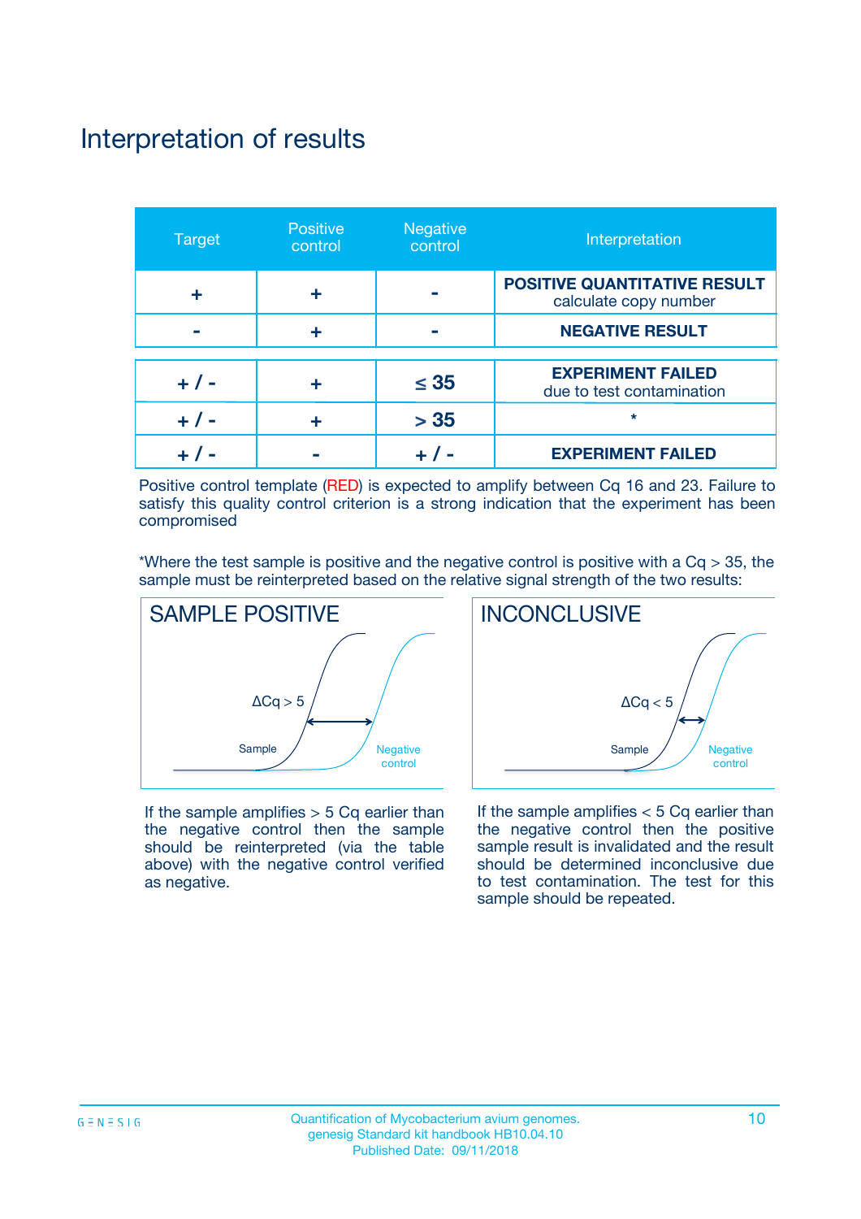# Interpretation of results

| Target | Positive control | Negative control | Interpretation |
|---|---|---|---|
| + | + | - | **POSITIVE QUANTITATIVE RESULT** calculate copy number |
| - | + | - | **NEGATIVE RESULT** |
| + / - | + | ≤ 35 | **EXPERIMENT FAILED** due to test contamination |
| + / - | + | > 35 | * |
| + / - | - | + / - | **EXPERIMENT FAILED** |

Positive control template (RED) is expected to amplify between Cq 16 and 23. Failure to satisfy this quality control criterion is a strong indication that the experiment has been compromised

*Where the test sample is positive and the negative control is positive with a Cq > 35, the sample must be reinterpreted based on the relative signal strength of the two results:

## SAMPLE POSITIVE

ΔCq > 5

Sample

Negative control

If the sample amplifies > 5 Cq earlier than the negative control then the sample should be reinterpreted (via the table above) with the negative control verified as negative.

## INCONCLUSIVE

ΔCq < 5

Sample

Negative control

If the sample amplifies < 5 Cq earlier than the negative control then the positive sample result is invalidated and the result should be determined inconclusive due to test contamination. The test for this sample should be repeated.